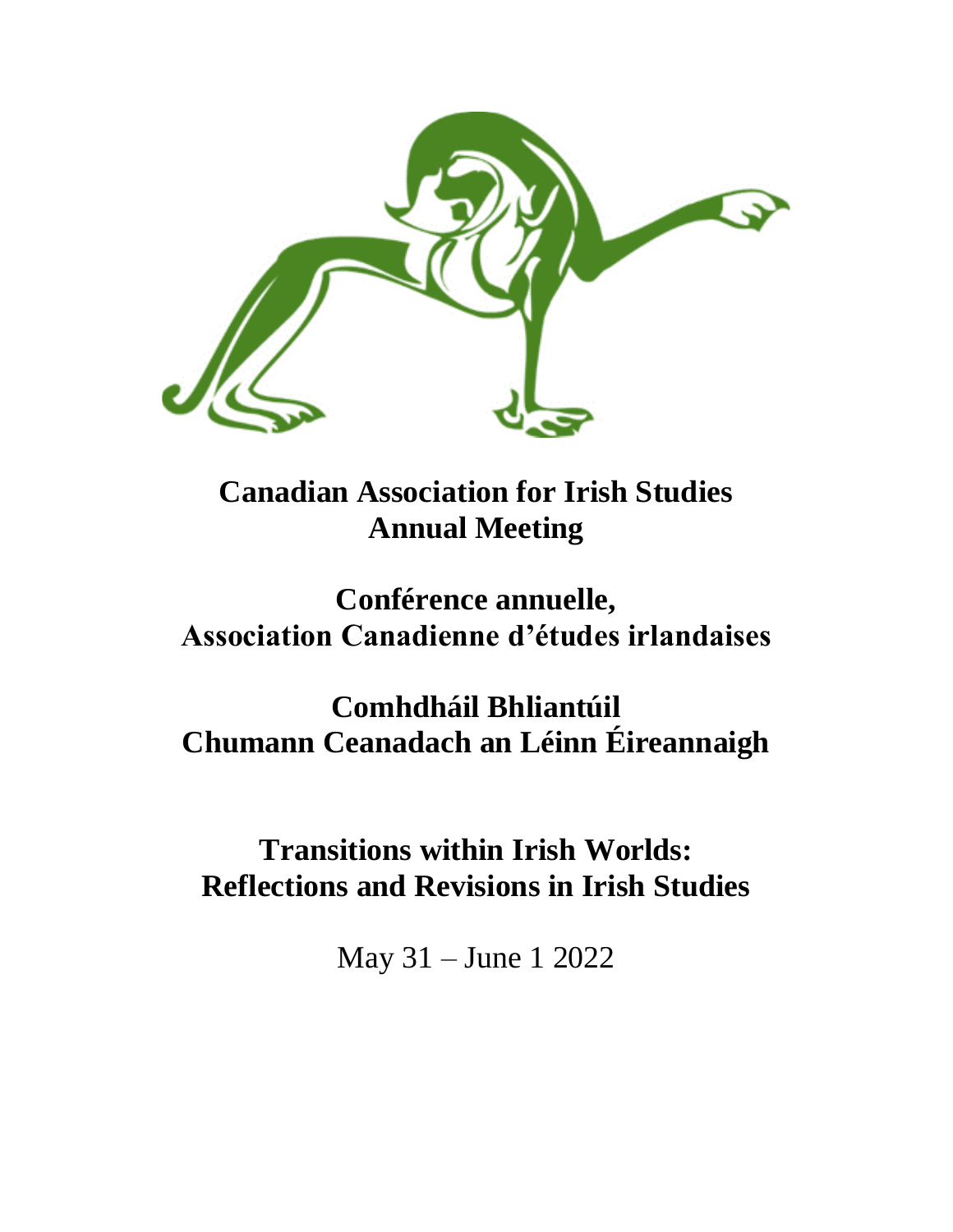# Canadian Association for Irish Studies
# Annual Meeting

# Conférence annuelle,
# Association Canadienne d'études irlandaises

# Comhdháil Bhliantúil
# Chumann Ceanadach an Léinn Éireannaigh

## Transitions within Irish Worlds:
## Reflections and Revisions in Irish Studies

May 31 – June 1 2022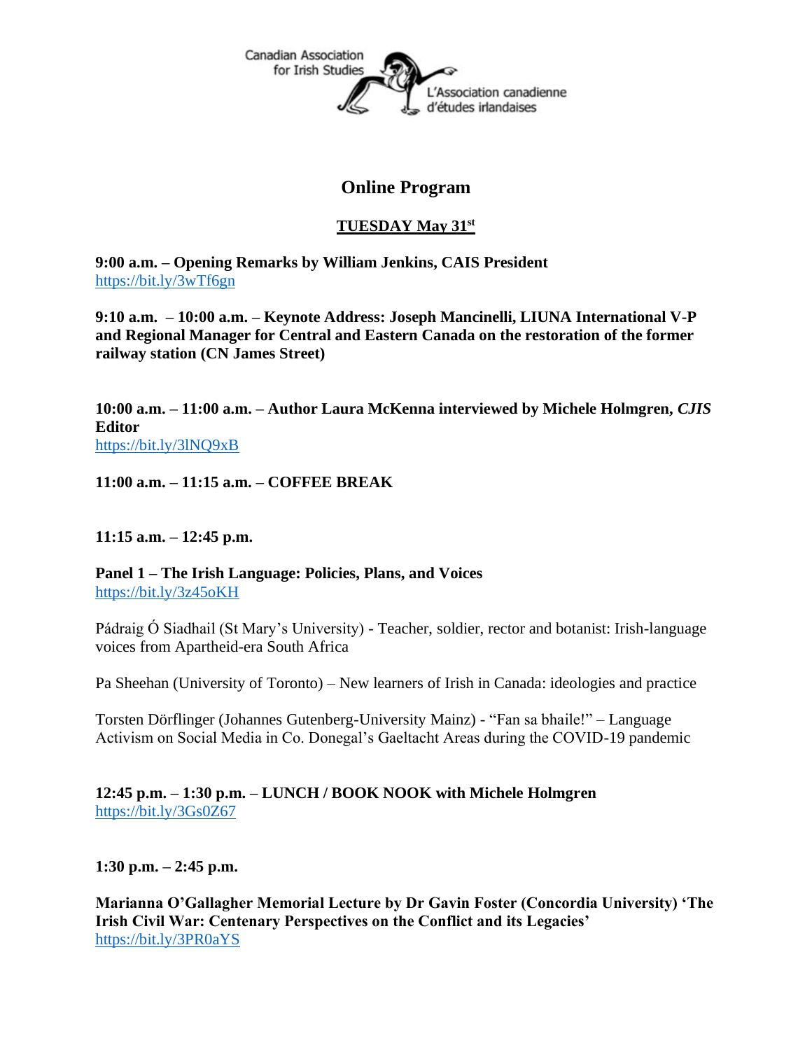Canadian Association for Irish Studies

L'Association canadienne d'études irlandaises

# Online Program

## TUESDAY May 31st

**9:00 a.m. – Opening Remarks by William Jenkins, CAIS President**
https://bit.ly/3wTf6gn

**9:10 a.m. – 10:00 a.m. – Keynote Address: Joseph Mancinelli, LIUNA International V-P and Regional Manager for Central and Eastern Canada on the restoration of the former railway station (CN James Street)**

**10:00 a.m. – 11:00 a.m. – Author Laura McKenna interviewed by Michele Holmgren, *CJIS* Editor**
https://bit.ly/3lNQ9xB

**11:00 a.m. – 11:15 a.m. – COFFEE BREAK**

**11:15 a.m. – 12:45 p.m.**

**Panel 1 – The Irish Language: Policies, Plans, and Voices**
https://bit.ly/3z45oKH

Pádraig Ó Siadhail (St Mary's University) - Teacher, soldier, rector and botanist: Irish-language voices from Apartheid-era South Africa

Pa Sheehan (University of Toronto) – New learners of Irish in Canada: ideologies and practice

Torsten Dörflinger (Johannes Gutenberg-University Mainz) - "Fan sa bhaile!" – Language Activism on Social Media in Co. Donegal's Gaeltacht Areas during the COVID-19 pandemic

**12:45 p.m. – 1:30 p.m. – LUNCH / BOOK NOOK with Michele Holmgren**
https://bit.ly/3Gs0Z67

**1:30 p.m. – 2:45 p.m.**

**Marianna O'Gallagher Memorial Lecture by Dr Gavin Foster (Concordia University) 'The Irish Civil War: Centenary Perspectives on the Conflict and its Legacies'**
https://bit.ly/3PR0aYS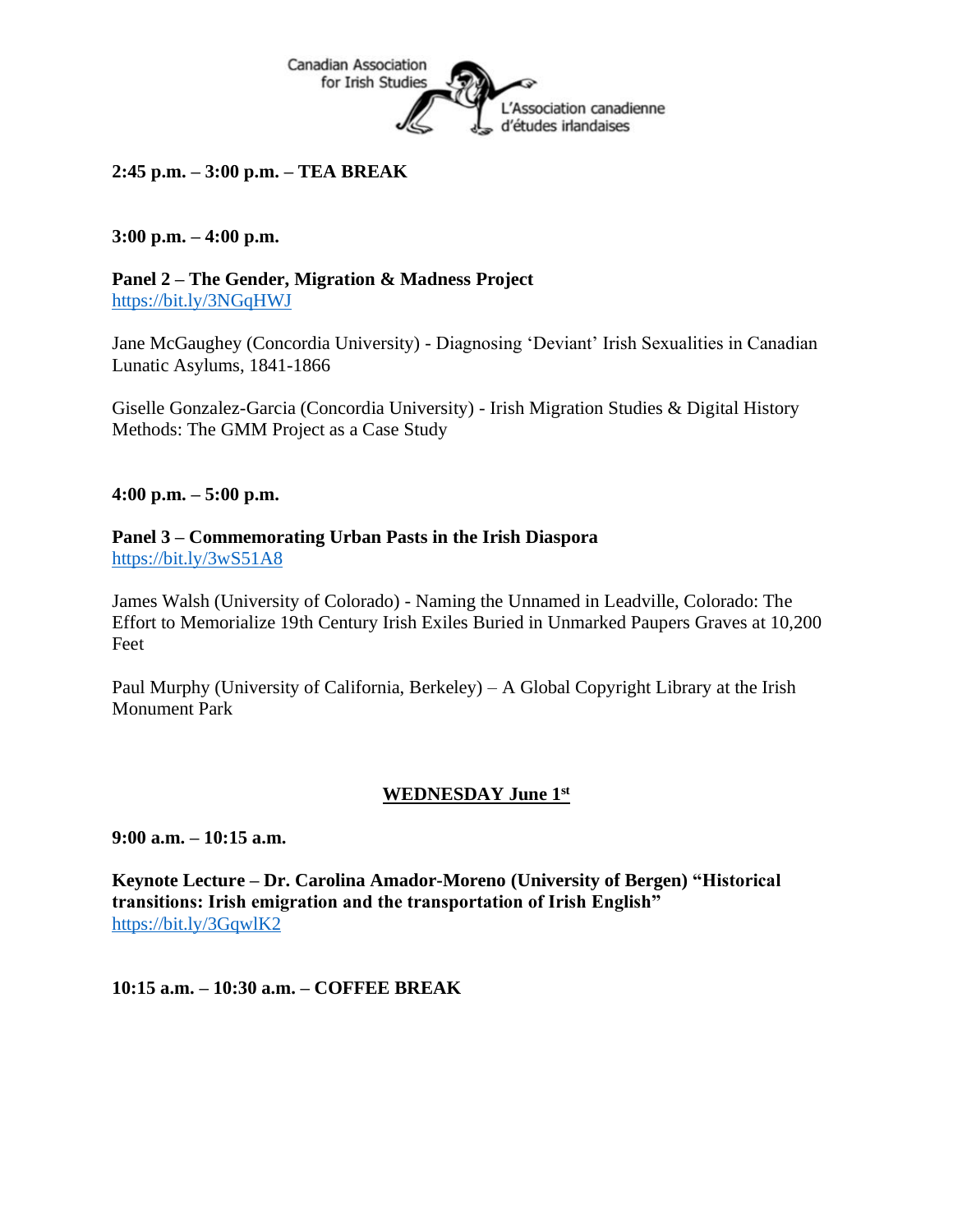**2:45 p.m. – 3:00 p.m. – TEA BREAK**

**3:00 p.m. – 4:00 p.m.**

**Panel 2 – The Gender, Migration & Madness Project**
https://bit.ly/3NGqHWJ

Jane McGaughey (Concordia University) - Diagnosing 'Deviant' Irish Sexualities in Canadian Lunatic Asylums, 1841-1866

Giselle Gonzalez-Garcia (Concordia University) - Irish Migration Studies & Digital History Methods: The GMM Project as a Case Study

**4:00 p.m. – 5:00 p.m.**

**Panel 3 – Commemorating Urban Pasts in the Irish Diaspora**
https://bit.ly/3wS51A8

James Walsh (University of Colorado) - Naming the Unnamed in Leadville, Colorado: The Effort to Memorialize 19th Century Irish Exiles Buried in Unmarked Paupers Graves at 10,200 Feet

Paul Murphy (University of California, Berkeley) – A Global Copyright Library at the Irish Monument Park

## WEDNESDAY June 1st

**9:00 a.m. – 10:15 a.m.**

**Keynote Lecture – Dr. Carolina Amador-Moreno (University of Bergen) "Historical transitions: Irish emigration and the transportation of Irish English"**
https://bit.ly/3GqwlK2

**10:15 a.m. – 10:30 a.m. – COFFEE BREAK**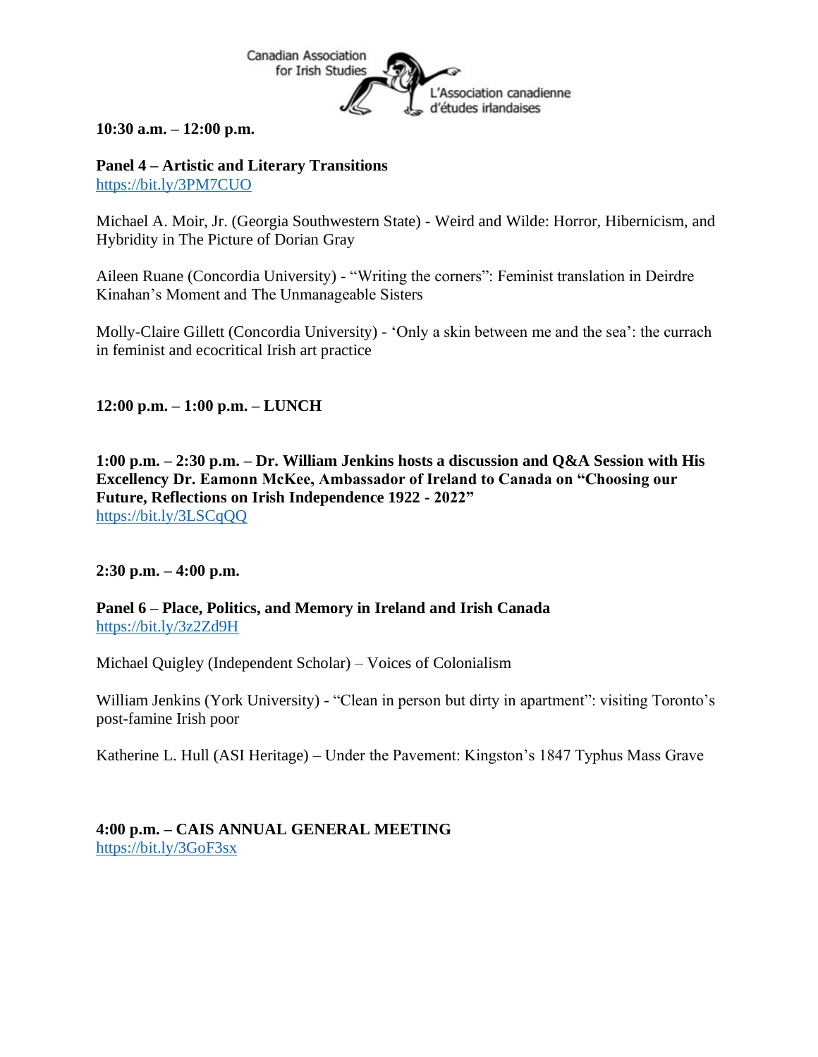**10:30 a.m. – 12:00 p.m.**

**Panel 4 – Artistic and Literary Transitions**
https://bit.ly/3PM7CUO

Michael A. Moir, Jr. (Georgia Southwestern State) - Weird and Wilde: Horror, Hibernicism, and Hybridity in The Picture of Dorian Gray

Aileen Ruane (Concordia University) - "Writing the corners": Feminist translation in Deirdre Kinahan's Moment and The Unmanageable Sisters

Molly-Claire Gillett (Concordia University) - 'Only a skin between me and the sea': the currach in feminist and ecocritical Irish art practice

**12:00 p.m. – 1:00 p.m. – LUNCH**

**1:00 p.m. – 2:30 p.m. – Dr. William Jenkins hosts a discussion and Q&A Session with His Excellency Dr. Eamonn McKee, Ambassador of Ireland to Canada on "Choosing our Future, Reflections on Irish Independence 1922 - 2022"**
https://bit.ly/3LSCqQQ

**2:30 p.m. – 4:00 p.m.**

**Panel 6 – Place, Politics, and Memory in Ireland and Irish Canada**
https://bit.ly/3z2Zd9H

Michael Quigley (Independent Scholar) – Voices of Colonialism

William Jenkins (York University) - "Clean in person but dirty in apartment": visiting Toronto's post-famine Irish poor

Katherine L. Hull (ASI Heritage) – Under the Pavement: Kingston's 1847 Typhus Mass Grave

**4:00 p.m. – CAIS ANNUAL GENERAL MEETING**
https://bit.ly/3GoF3sx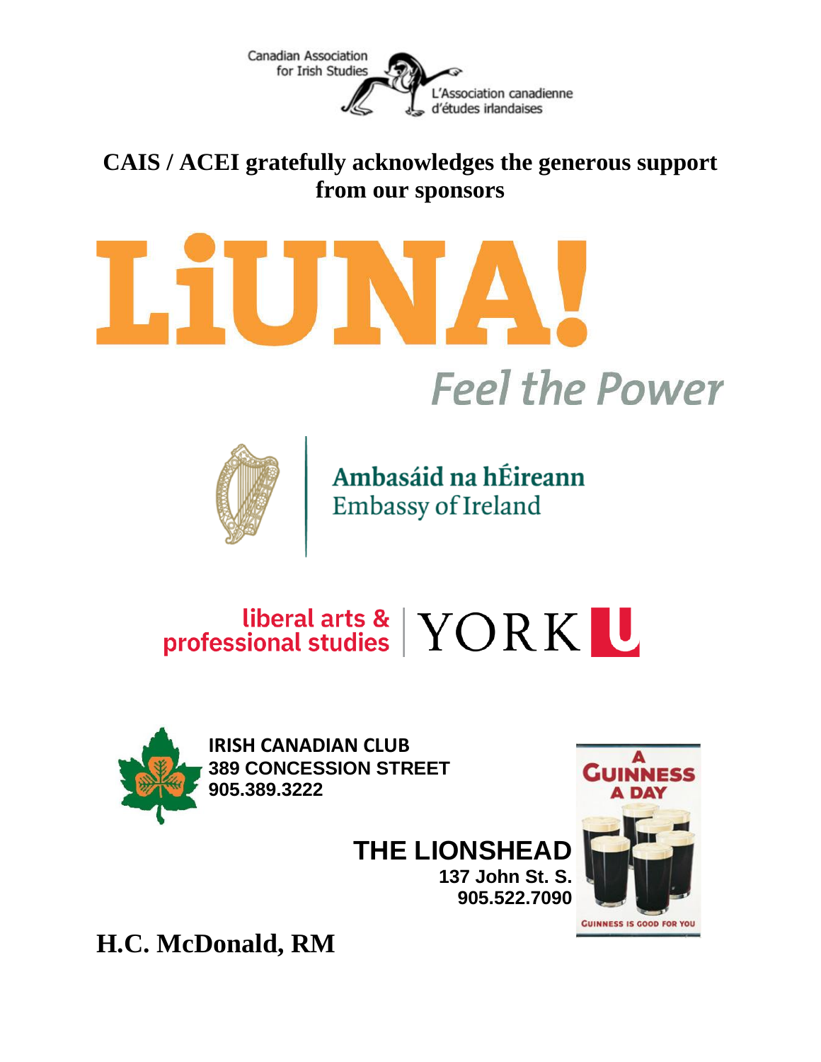Canadian Association for Irish Studies

L'Association canadienne d'études irlandaises

**CAIS / ACEI gratefully acknowledges the generous support from our sponsors**

LiUNA!

*Feel the Power*

Ambasáid na hÉireann

Embassy of Ireland

liberal arts & professional studies | YORK U

**IRISH CANADIAN CLUB**
**389 CONCESSION STREET**
**905.389.3222**

A GUINNESS A DAY

GUINNESS IS GOOD FOR YOU

**THE LIONSHEAD**
**137 John St. S.**
**905.522.7090**

**H.C. McDonald, RM**